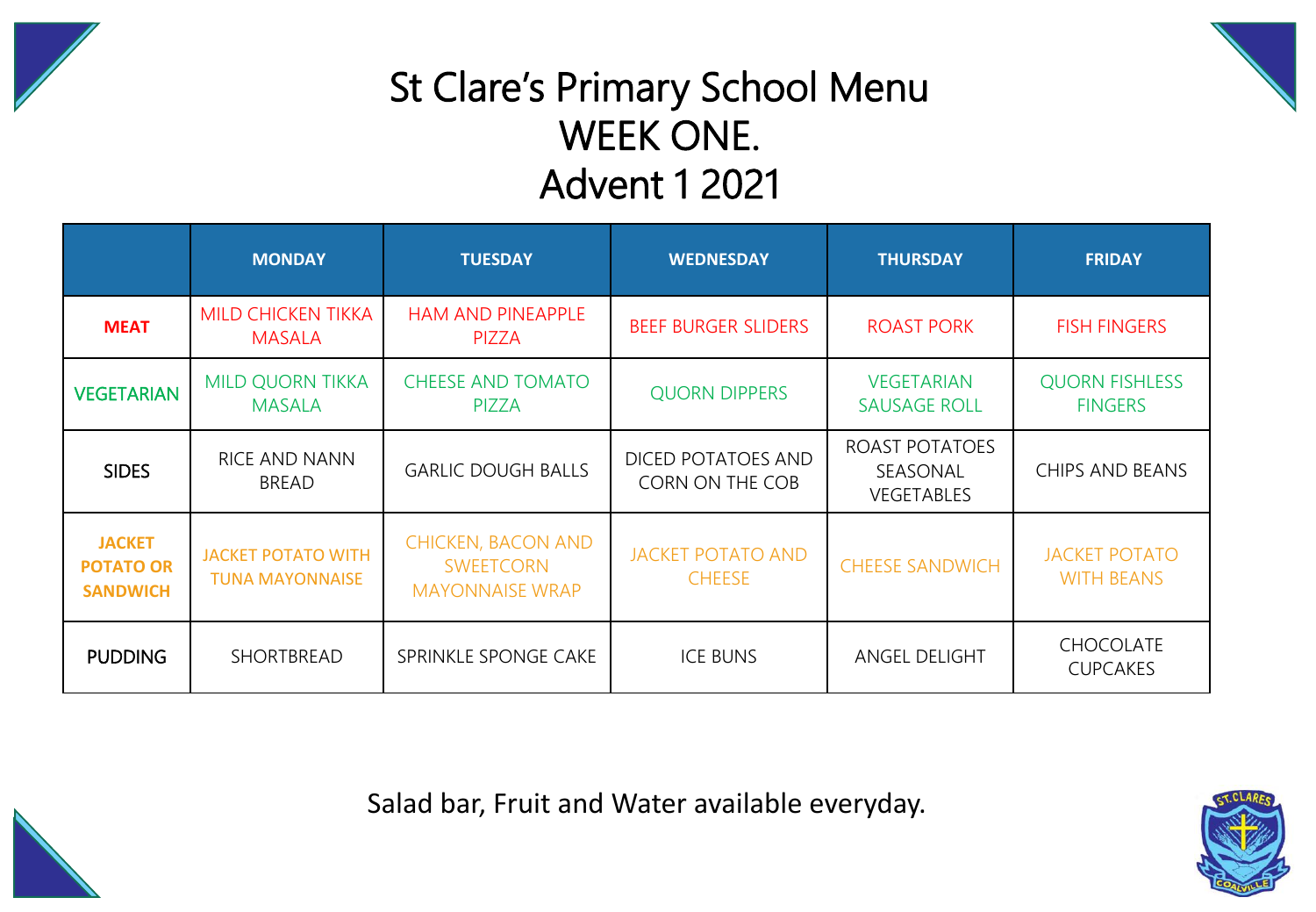# St Clare's Primary School Menu
# WEEK ONE.
# Advent 1 2021

| | MONDAY | TUESDAY | WEDNESDAY | THURSDAY | FRIDAY |
|---|---|---|---|---|---|
| **MEAT** | MILD CHICKEN TIKKA MASALA | HAM AND PINEAPPLE PIZZA | BEEF BURGER SLIDERS | ROAST PORK | FISH FINGERS |
| **VEGETARIAN** | MILD QUORN TIKKA MASALA | CHEESE AND TOMATO PIZZA | QUORN DIPPERS | VEGETARIAN SAUSAGE ROLL | QUORN FISHLESS FINGERS |
| **SIDES** | RICE AND NANN BREAD | GARLIC DOUGH BALLS | DICED POTATOES AND CORN ON THE COB | ROAST POTATOES SEASONAL VEGETABLES | CHIPS AND BEANS |
| **JACKET POTATO OR SANDWICH** | JACKET POTATO WITH TUNA MAYONNAISE | CHICKEN, BACON AND SWEETCORN MAYONNAISE WRAP | JACKET POTATO AND CHEESE | CHEESE SANDWICH | JACKET POTATO WITH BEANS |
| **PUDDING** | SHORTBREAD | SPRINKLE SPONGE CAKE | ICE BUNS | ANGEL DELIGHT | CHOCOLATE CUPCAKES |

Salad bar, Fruit and Water available everyday.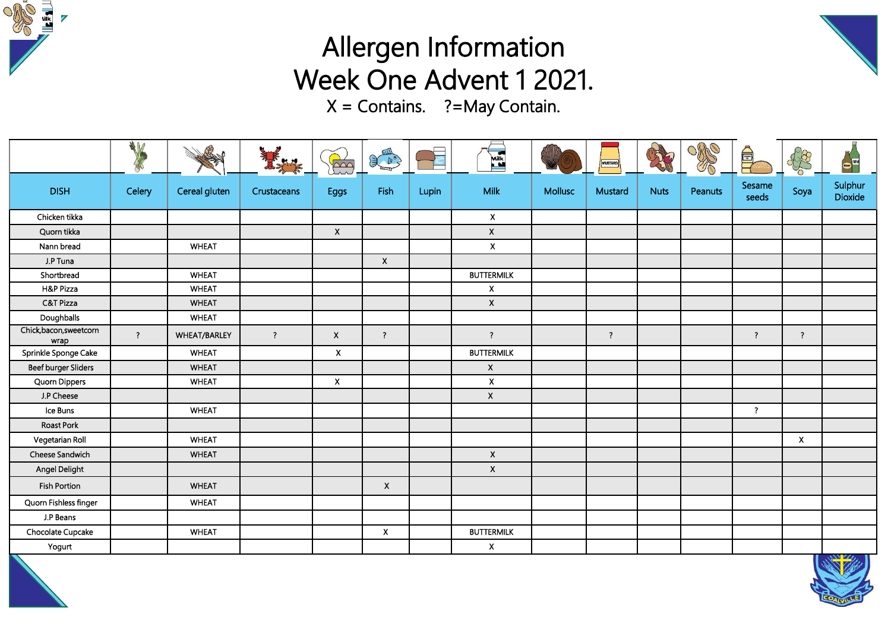# Allergen Information
# Week One Advent 1 2021.

X = Contains. ?=May Contain.

| DISH | Celery | Cereal gluten | Crustaceans | Eggs | Fish | Lupin | Milk | Mollusc | Mustard | Nuts | Peanuts | Sesame seeds | Soya | Sulphur Dioxide |
|---|---|---|---|---|---|---|---|---|---|---|---|---|---|---|
| Chicken tikka | | | | | | | X | | | | | | | |
| Quorn tikka | | | | X | | | X | | | | | | | |
| Nann bread | | WHEAT | | | | | X | | | | | | | |
| J.P Tuna | | | | | X | | | | | | | | | |
| Shortbread | | WHEAT | | | | | BUTTERMILK | | | | | | | |
| H&P Pizza | | WHEAT | | | | | X | | | | | | | |
| C&T Pizza | | WHEAT | | | | | X | | | | | | | |
| Doughballs | | WHEAT | | | | | | | | | | | | |
| Chick,bacon,sweetcorn wrap | ? | WHEAT/BARLEY | ? | X | ? | | ? | | ? | | | ? | ? | |
| Sprinkle Sponge Cake | | WHEAT | | X | | | BUTTERMILK | | | | | | | |
| Beef burger Sliders | | WHEAT | | | | | X | | | | | | | |
| Quorn Dippers | | WHEAT | | X | | | X | | | | | | | |
| J.P Cheese | | | | | | | X | | | | | | | |
| Ice Buns | | WHEAT | | | | | | | | | | ? | | |
| Roast Pork | | | | | | | | | | | | | | |
| Vegetarian Roll | | WHEAT | | | | | | | | | | | X | |
| Cheese Sandwich | | WHEAT | | | | | X | | | | | | | |
| Angel Delight | | | | | | | X | | | | | | | |
| Fish Portion | | WHEAT | | | X | | | | | | | | | |
| Quorn Fishless finger | | WHEAT | | | | | | | | | | | | |
| J.P Beans | | | | | | | | | | | | | | |
| Chocolate Cupcake | | WHEAT | | | X | | BUTTERMILK | | | | | | | |
| Yogurt | | | | | | | X | | | | | | | |